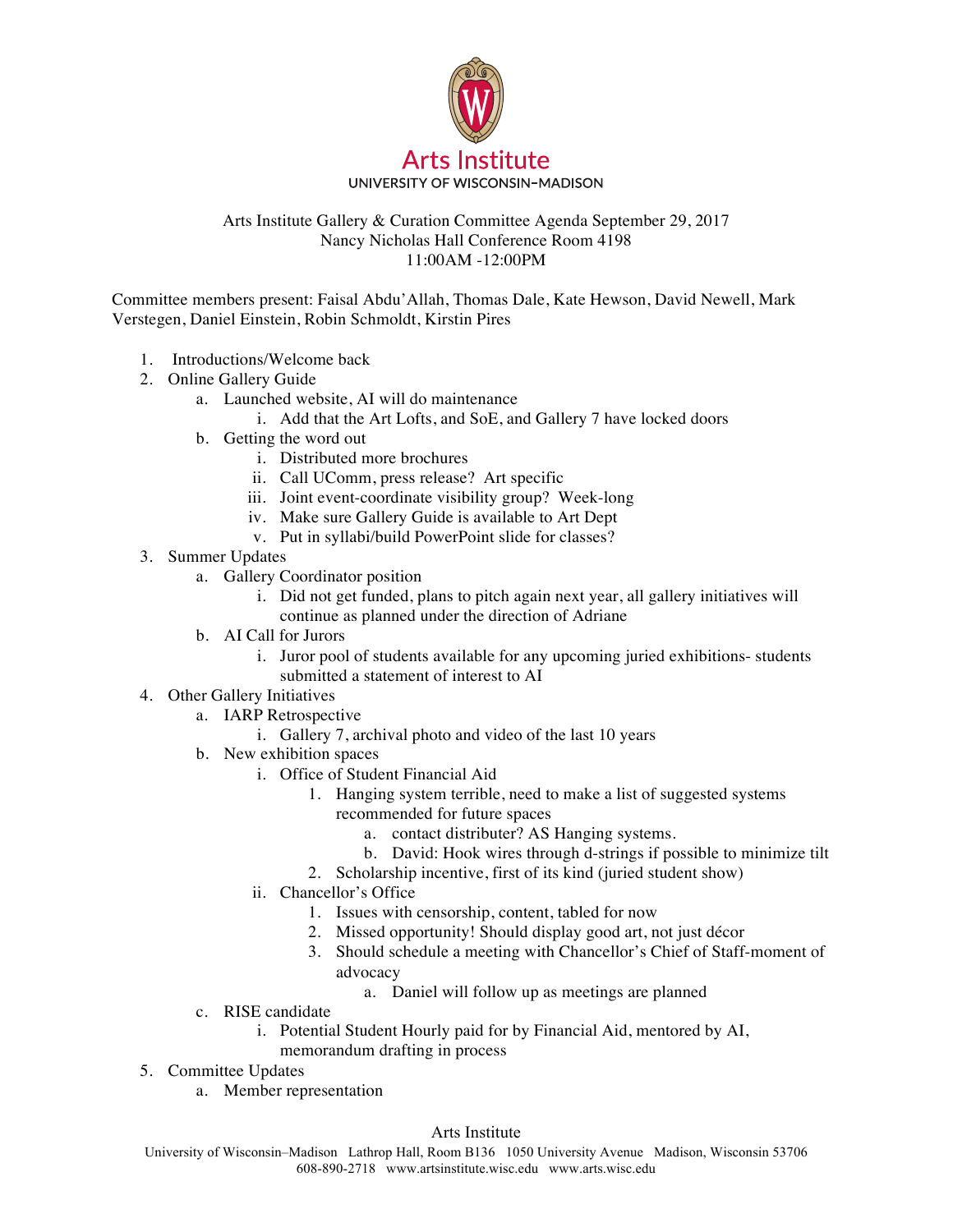# Arts Institute

UNIVERSITY OF WISCONSIN–MADISON

Arts Institute Gallery & Curation Committee Agenda September 29, 2017
Nancy Nicholas Hall Conference Room 4198
11:00AM -12:00PM

Committee members present: Faisal Abdu'Allah, Thomas Dale, Kate Hewson, David Newell, Mark Verstegen, Daniel Einstein, Robin Schmoldt, Kirstin Pires

1. Introductions/Welcome back
2. Online Gallery Guide
   a. Launched website, AI will do maintenance
      i. Add that the Art Lofts, and SoE, and Gallery 7 have locked doors
   b. Getting the word out
      i. Distributed more brochures
      ii. Call UComm, press release? Art specific
      iii. Joint event-coordinate visibility group? Week-long
      iv. Make sure Gallery Guide is available to Art Dept
      v. Put in syllabi/build PowerPoint slide for classes?
3. Summer Updates
   a. Gallery Coordinator position
      i. Did not get funded, plans to pitch again next year, all gallery initiatives will continue as planned under the direction of Adriane
   b. AI Call for Jurors
      i. Juror pool of students available for any upcoming juried exhibitions- students submitted a statement of interest to AI
4. Other Gallery Initiatives
   a. IARP Retrospective
      i. Gallery 7, archival photo and video of the last 10 years
   b. New exhibition spaces
      i. Office of Student Financial Aid
         1. Hanging system terrible, need to make a list of suggested systems recommended for future spaces
            a. contact distributer? AS Hanging systems.
            b. David: Hook wires through d-strings if possible to minimize tilt
         2. Scholarship incentive, first of its kind (juried student show)
      ii. Chancellor's Office
         1. Issues with censorship, content, tabled for now
         2. Missed opportunity! Should display good art, not just décor
         3. Should schedule a meeting with Chancellor's Chief of Staff-moment of advocacy
            a. Daniel will follow up as meetings are planned
   c. RISE candidate
      i. Potential Student Hourly paid for by Financial Aid, mentored by AI, memorandum drafting in process
5. Committee Updates
   a. Member representation

Arts Institute
University of Wisconsin–Madison Lathrop Hall, Room B136 1050 University Avenue Madison, Wisconsin 53706
608-890-2718 www.artsinstitute.wisc.edu www.arts.wisc.edu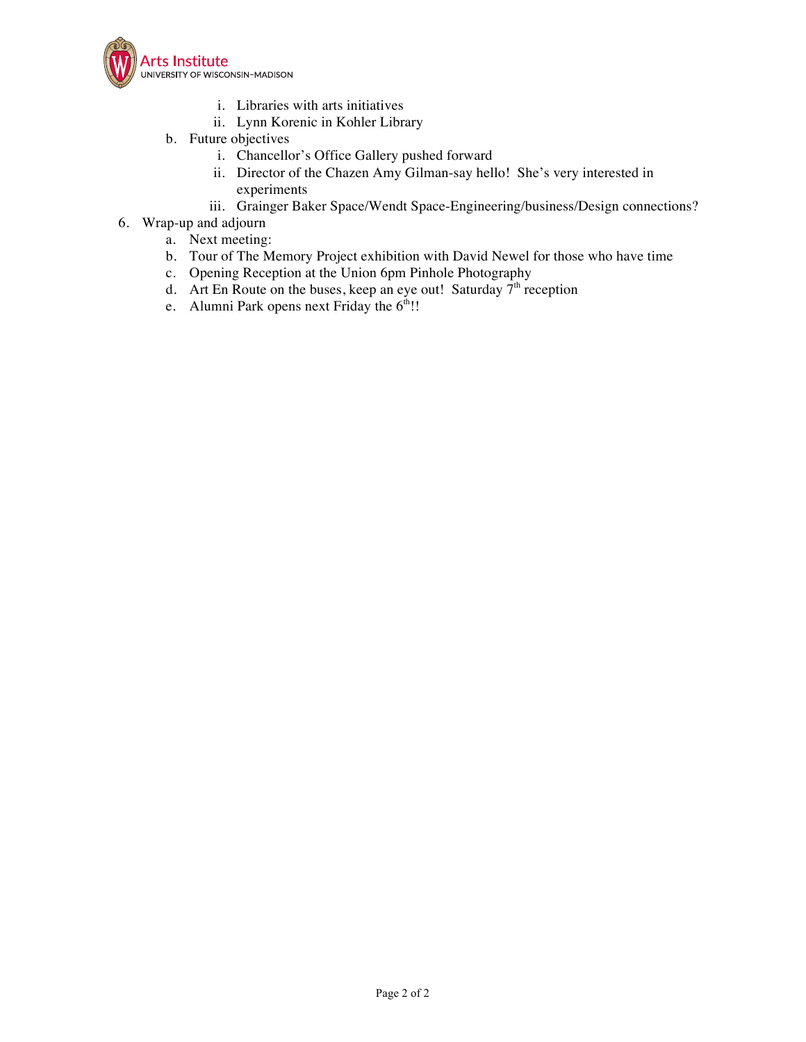i. Libraries with arts initiatives
ii. Lynn Korenic in Kohler Library

b. Future objectives
   i. Chancellor's Office Gallery pushed forward
   ii. Director of the Chazen Amy Gilman-say hello! She's very interested in experiments
   iii. Grainger Baker Space/Wendt Space-Engineering/business/Design connections?

6. Wrap-up and adjourn
   a. Next meeting:
   b. Tour of The Memory Project exhibition with David Newel for those who have time
   c. Opening Reception at the Union 6pm Pinhole Photography
   d. Art En Route on the buses, keep an eye out! Saturday 7th reception
   e. Alumni Park opens next Friday the 6th!!